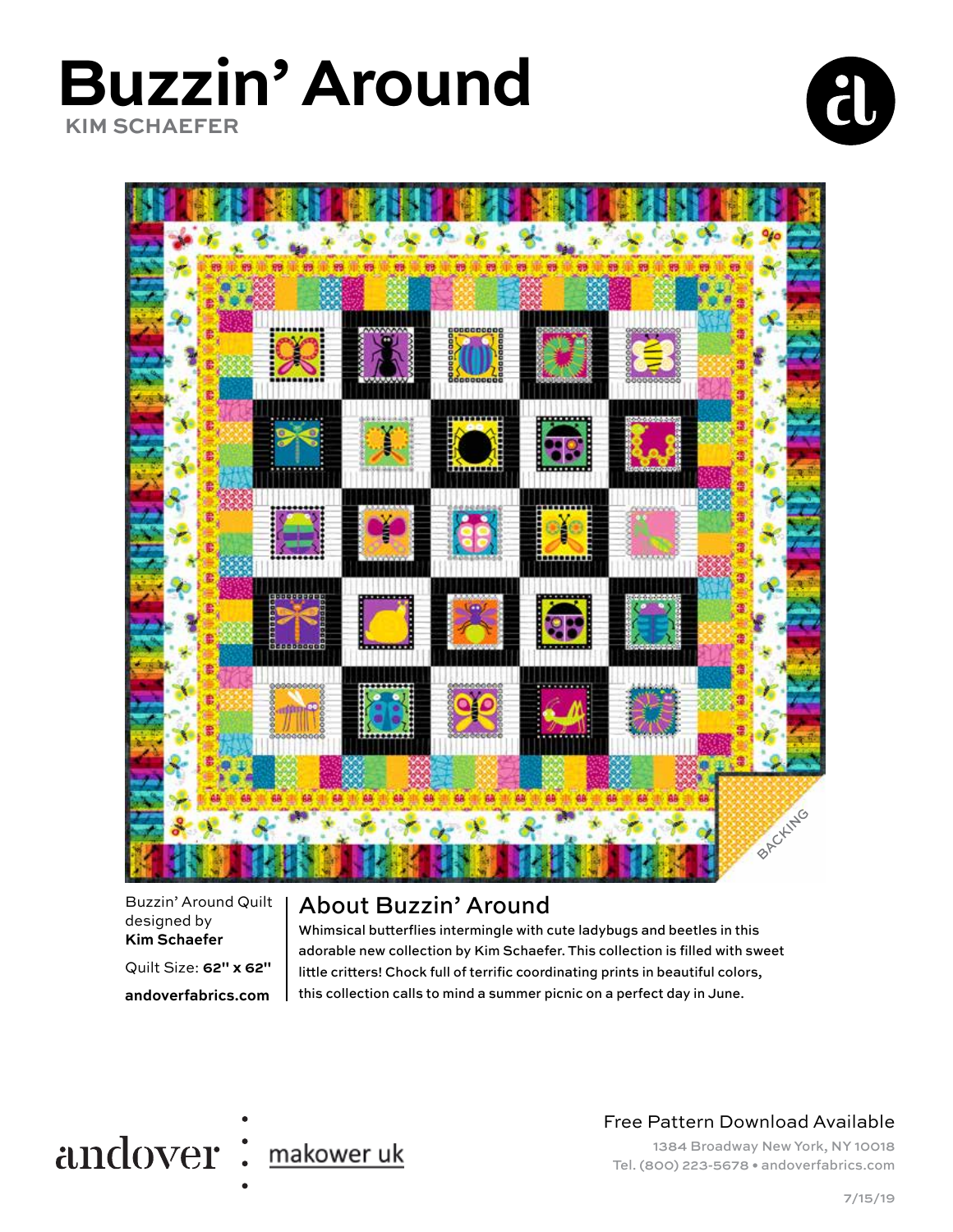# Buzzin' Around

KIM SCHAEFER

BACKING

Buzzin' Around Quilt designed by **Kim Schaefer**

Quilt Size: **62" x 62"**

**andoverfabrics.com**

## About Buzzin' Around

Whimsical butterflies intermingle with cute ladybugs and beetles in this adorable new collection by Kim Schaefer. This collection is filled with sweet little critters! Chock full of terrific coordinating prints in beautiful colors, this collection calls to mind a summer picnic on a perfect day in June.

andover : makower uk

Free Pattern Download Available

1384 Broadway New York, NY 10018
Tel. (800) 223-5678 • andoverfabrics.com

7/15/19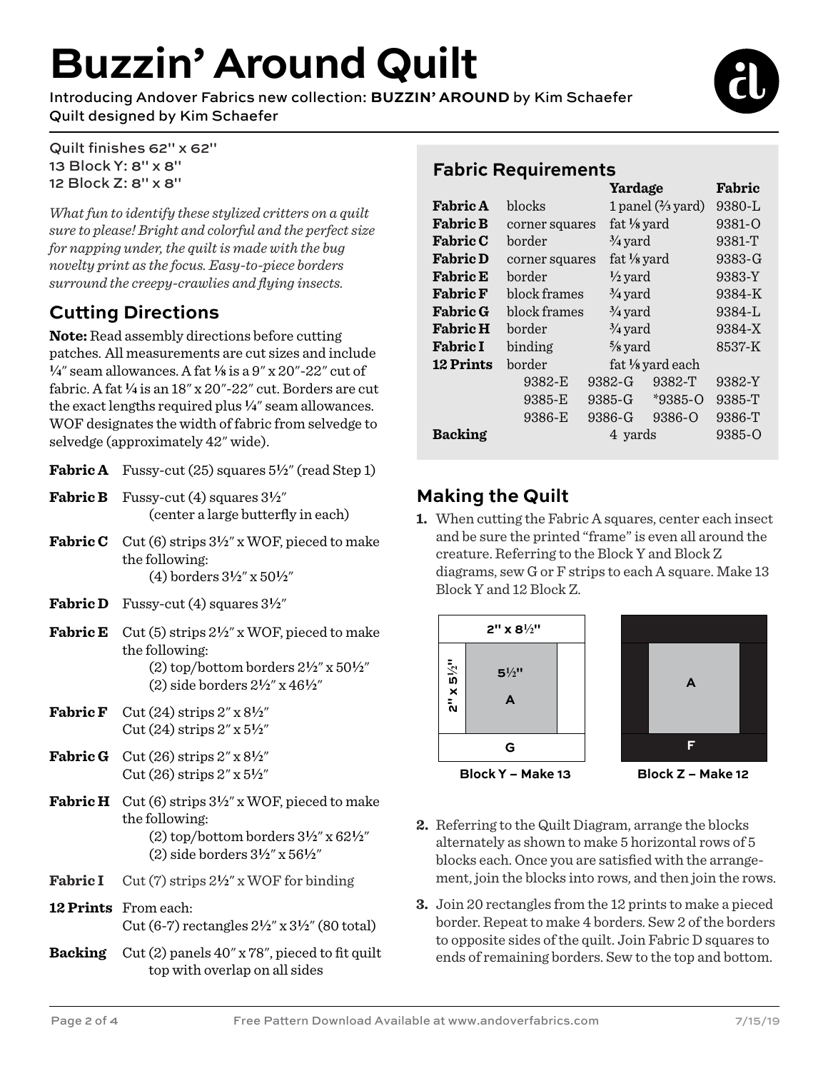# Buzzin' Around Quilt

Introducing Andover Fabrics new collection: **BUZZIN' AROUND** by Kim Schaefer
Quilt designed by Kim Schaefer

Quilt finishes 62" x 62"
13 Block Y: 8" x 8"
12 Block Z: 8" x 8"

*What fun to identify these stylized critters on a quilt sure to please! Bright and colorful and the perfect size for napping under, the quilt is made with the bug novelty print as the focus. Easy-to-piece borders surround the creepy-crawlies and flying insects.*

## Fabric Requirements

| | | Yardage | Fabric |
|---|---|---|---|
| **Fabric A** | blocks | 1 panel (⅔ yard) | 9380-L |
| **Fabric B** | corner squares | fat ⅛ yard | 9381-O |
| **Fabric C** | border | ¾ yard | 9381-T |
| **Fabric D** | corner squares | fat ⅛ yard | 9383-G |
| **Fabric E** | border | ½ yard | 9383-Y |
| **Fabric F** | block frames | ¾ yard | 9384-K |
| **Fabric G** | block frames | ¾ yard | 9384-L |
| **Fabric H** | border | ¾ yard | 9384-X |
| **Fabric I** | binding | ⅝ yard | 8537-K |
| **12 Prints** | border | fat ⅛ yard each | |
| | 9382-E | 9382-G 9382-T | 9382-Y |
| | 9385-E | 9385-G *9385-O | 9385-T |
| | 9386-E | 9386-G 9386-O | 9386-T |
| **Backing** | | 4 yards | 9385-O |

## Cutting Directions

**Note:** Read assembly directions before cutting patches. All measurements are cut sizes and include ¼" seam allowances. A fat ⅛ is a 9" x 20"-22" cut of fabric. A fat ¼ is an 18" x 20"-22" cut. Borders are cut the exact lengths required plus ¼" seam allowances. WOF designates the width of fabric from selvedge to selvedge (approximately 42" wide).

**Fabric A** Fussy-cut (25) squares 5½" (read Step 1)

**Fabric B** Fussy-cut (4) squares 3½" (center a large butterfly in each)

**Fabric C** Cut (6) strips 3½" x WOF, pieced to make the following:
(4) borders 3½" x 50½"

**Fabric D** Fussy-cut (4) squares 3½"

**Fabric E** Cut (5) strips 2½" x WOF, pieced to make the following:
(2) top/bottom borders 2½" x 50½"
(2) side borders 2½" x 46½"

**Fabric F** Cut (24) strips 2" x 8½"
Cut (24) strips 2" x 5½"

**Fabric G** Cut (26) strips 2" x 8½"
Cut (26) strips 2" x 5½"

**Fabric H** Cut (6) strips 3½" x WOF, pieced to make the following:
(2) top/bottom borders 3½" x 62½"
(2) side borders 3½" x 56½"

**Fabric I** Cut (7) strips 2½" x WOF for binding

**12 Prints** From each:
Cut (6-7) rectangles 2½" x 3½" (80 total)

**Backing** Cut (2) panels 40" x 78", pieced to fit quilt top with overlap on all sides

## Making the Quilt

1. When cutting the Fabric A squares, center each insect and be sure the printed "frame" is even all around the creature. Referring to the Block Y and Block Z diagrams, sew G or F strips to each A square. Make 13 Block Y and 12 Block Z.

2" x 8½" | 2" x 5½" | 5½" A | G

Block Y – Make 13

A | F

Block Z – Make 12

2. Referring to the Quilt Diagram, arrange the blocks alternately as shown to make 5 horizontal rows of 5 blocks each. Once you are satisfied with the arrangement, join the blocks into rows, and then join the rows.

3. Join 20 rectangles from the 12 prints to make a pieced border. Repeat to make 4 borders. Sew 2 of the borders to opposite sides of the quilt. Join Fabric D squares to ends of remaining borders. Sew to the top and bottom.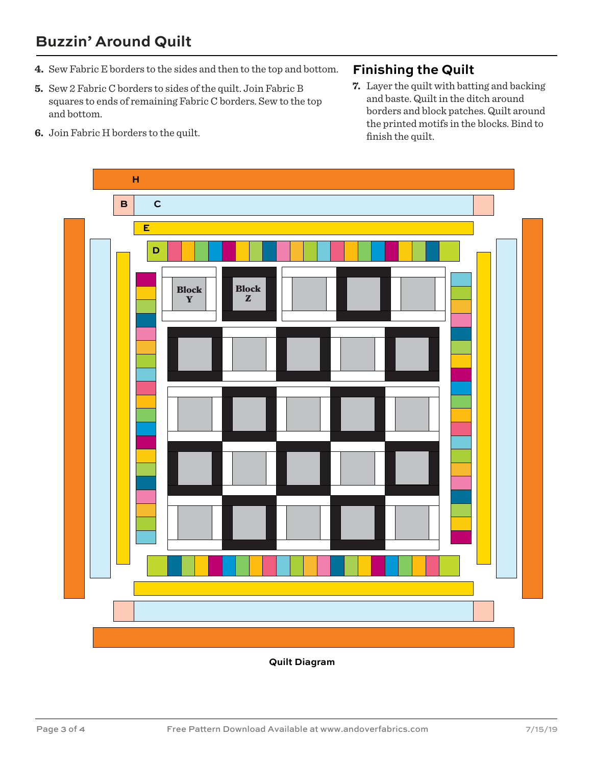4. Sew Fabric E borders to the sides and then to the top and bottom.
5. Sew 2 Fabric C borders to sides of the quilt. Join Fabric B squares to ends of remaining Fabric C borders. Sew to the top and bottom.
6. Join Fabric H borders to the quilt.

## Finishing the Quilt

7. Layer the quilt with batting and backing and baste. Quilt in the ditch around borders and block patches. Quilt around the printed motifs in the blocks. Bind to finish the quilt.

H

B C

E

D

Block Y

Block Z

**Quilt Diagram**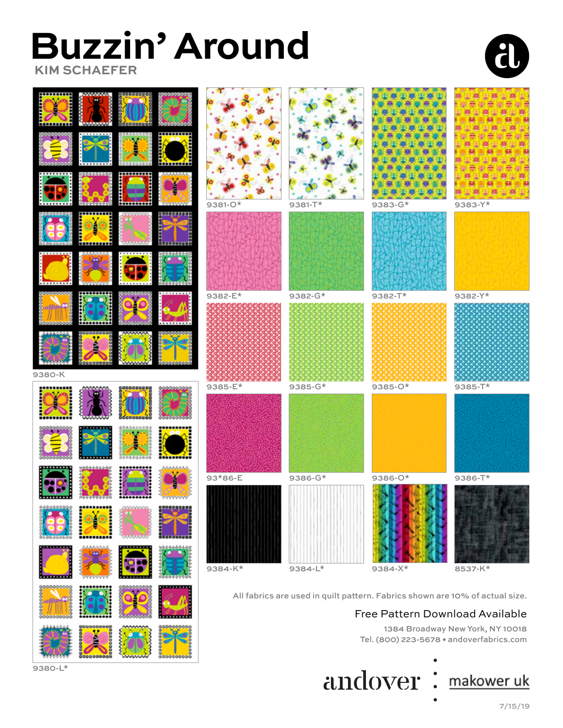# Buzzin' Around

KIM SCHAEFER

9380-K

9380-L*

9381-O*

9381-T*

9383-G*

9383-Y*

9382-E*

9382-G*

9382-T*

9382-Y*

9385-E*

9385-G*

9385-O*

9385-T*

93*86-E

9386-G*

9386-O*

9386-T*

9384-K*

9384-L*

9384-X*

8537-K*

All fabrics are used in quilt pattern. Fabrics shown are 10% of actual size.

Free Pattern Download Available

1384 Broadway New York, NY 10018
Tel. (800) 223-5678 • andoverfabrics.com

andover : makower uk

7/15/19